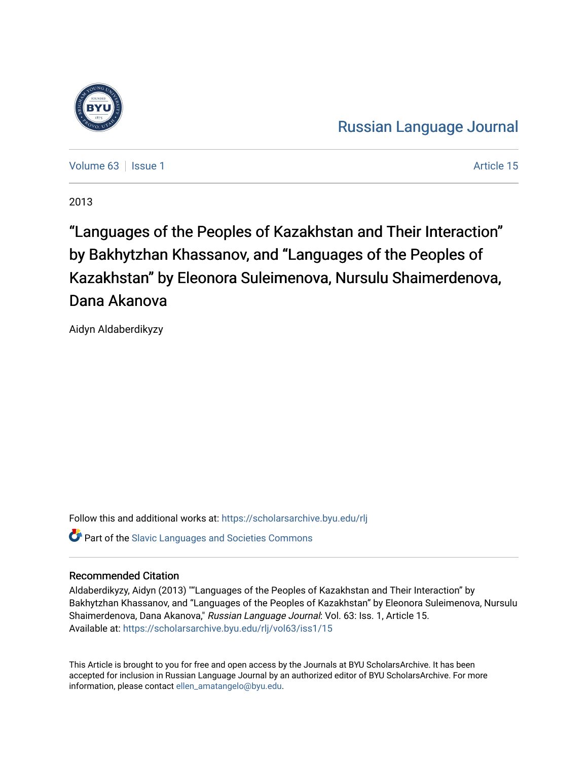Russian Language Journal

Volume 63 | Issue 1 | Article 15

2013

# "Languages of the Peoples of Kazakhstan and Their Interaction" by Bakhytzhan Khassanov, and "Languages of the Peoples of Kazakhstan" by Eleonora Suleimenova, Nursulu Shaimerdenova, Dana Akanova

Aidyn Aldaberdikyzy

Follow this and additional works at: https://scholarsarchive.byu.edu/rlj

Part of the Slavic Languages and Societies Commons

## Recommended Citation

Aldaberdikyzy, Aidyn (2013) ""Languages of the Peoples of Kazakhstan and Their Interaction" by Bakhytzhan Khassanov, and "Languages of the Peoples of Kazakhstan" by Eleonora Suleimenova, Nursulu Shaimerdenova, Dana Akanova," *Russian Language Journal*: Vol. 63: Iss. 1, Article 15.
Available at: https://scholarsarchive.byu.edu/rlj/vol63/iss1/15

This Article is brought to you for free and open access by the Journals at BYU ScholarsArchive. It has been accepted for inclusion in Russian Language Journal by an authorized editor of BYU ScholarsArchive. For more information, please contact ellen_amatangelo@byu.edu.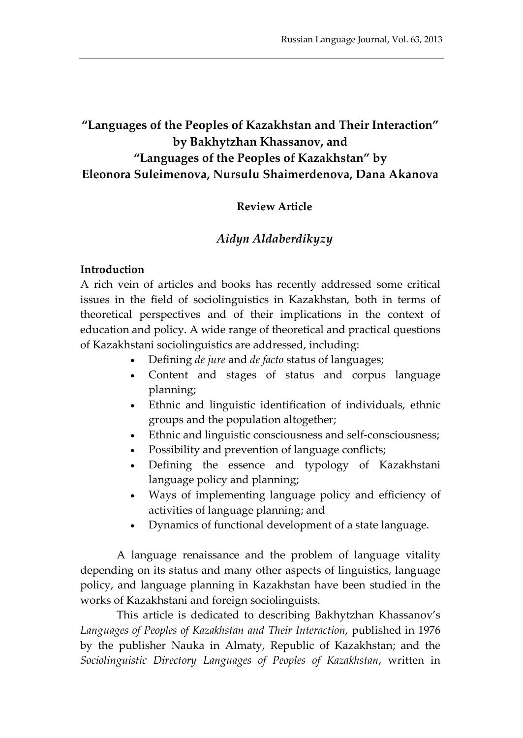# "Languages of the Peoples of Kazakhstan and Their Interaction" by Bakhytzhan Khassanov, and "Languages of the Peoples of Kazakhstan" by Eleonora Suleimenova, Nursulu Shaimerdenova, Dana Akanova

**Review Article**

*Aidyn Aldaberdikyzy*

**Introduction**

A rich vein of articles and books has recently addressed some critical issues in the field of sociolinguistics in Kazakhstan, both in terms of theoretical perspectives and of their implications in the context of education and policy. A wide range of theoretical and practical questions of Kazakhstani sociolinguistics are addressed, including:

- Defining *de jure* and *de facto* status of languages;
- Content and stages of status and corpus language planning;
- Ethnic and linguistic identification of individuals, ethnic groups and the population altogether;
- Ethnic and linguistic consciousness and self-consciousness;
- Possibility and prevention of language conflicts;
- Defining the essence and typology of Kazakhstani language policy and planning;
- Ways of implementing language policy and efficiency of activities of language planning; and
- Dynamics of functional development of a state language.

A language renaissance and the problem of language vitality depending on its status and many other aspects of linguistics, language policy, and language planning in Kazakhstan have been studied in the works of Kazakhstani and foreign sociolinguists.

This article is dedicated to describing Bakhytzhan Khassanov's *Languages of Peoples of Kazakhstan and Their Interaction*, published in 1976 by the publisher Nauka in Almaty, Republic of Kazakhstan; and the *Sociolinguistic Directory Languages of Peoples of Kazakhstan*, written in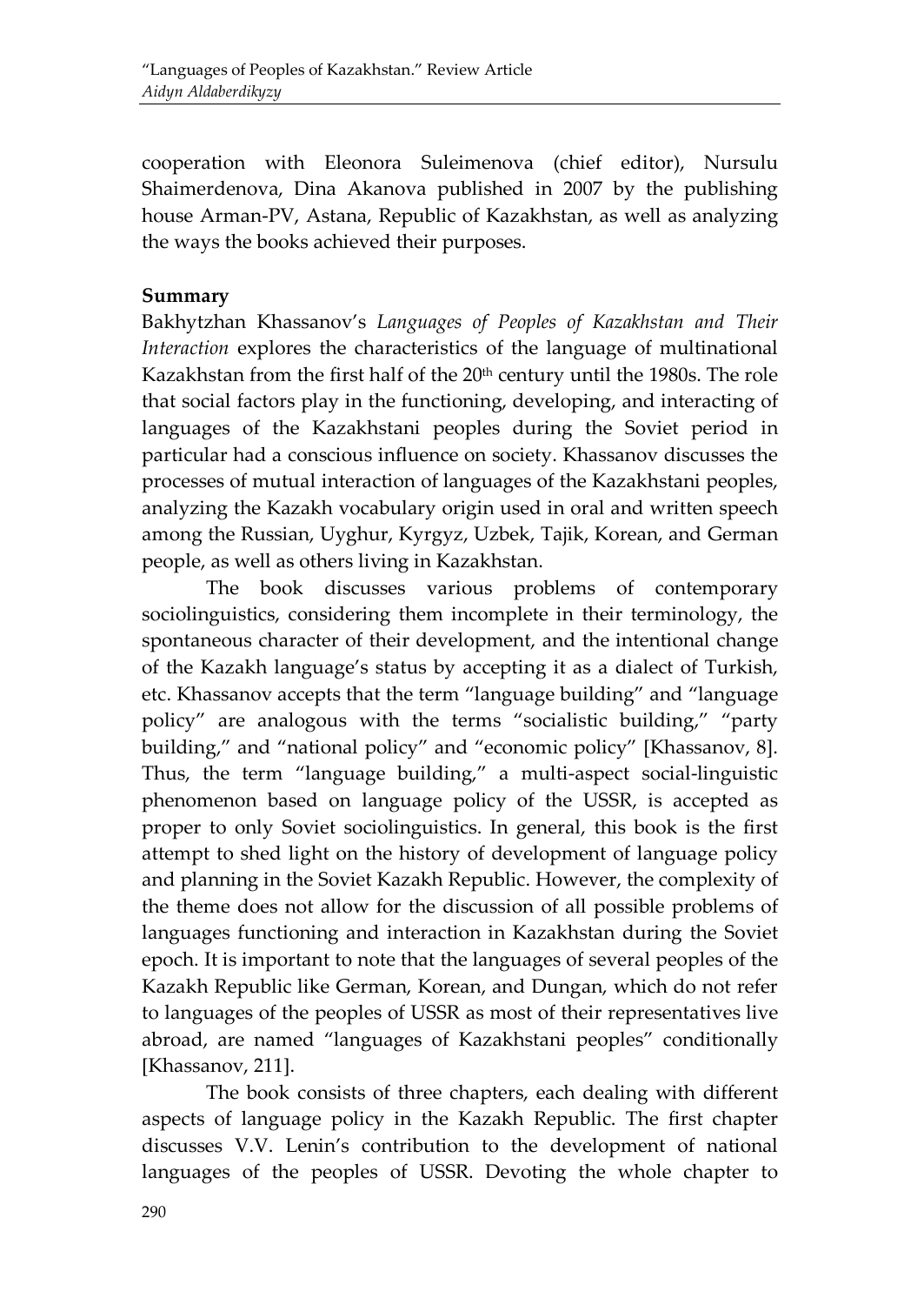cooperation with Eleonora Suleimenova (chief editor), Nursulu Shaimerdenova, Dina Akanova published in 2007 by the publishing house Arman-PV, Astana, Republic of Kazakhstan, as well as analyzing the ways the books achieved their purposes.

**Summary**

Bakhytzhan Khassanov's *Languages of Peoples of Kazakhstan and Their Interaction* explores the characteristics of the language of multinational Kazakhstan from the first half of the 20th century until the 1980s. The role that social factors play in the functioning, developing, and interacting of languages of the Kazakhstani peoples during the Soviet period in particular had a conscious influence on society. Khassanov discusses the processes of mutual interaction of languages of the Kazakhstani peoples, analyzing the Kazakh vocabulary origin used in oral and written speech among the Russian, Uyghur, Kyrgyz, Uzbek, Tajik, Korean, and German people, as well as others living in Kazakhstan.

The book discusses various problems of contemporary sociolinguistics, considering them incomplete in their terminology, the spontaneous character of their development, and the intentional change of the Kazakh language's status by accepting it as a dialect of Turkish, etc. Khassanov accepts that the term "language building" and "language policy" are analogous with the terms "socialistic building," "party building," and "national policy" and "economic policy" [Khassanov, 8]. Thus, the term "language building," a multi-aspect social-linguistic phenomenon based on language policy of the USSR, is accepted as proper to only Soviet sociolinguistics. In general, this book is the first attempt to shed light on the history of development of language policy and planning in the Soviet Kazakh Republic. However, the complexity of the theme does not allow for the discussion of all possible problems of languages functioning and interaction in Kazakhstan during the Soviet epoch. It is important to note that the languages of several peoples of the Kazakh Republic like German, Korean, and Dungan, which do not refer to languages of the peoples of USSR as most of their representatives live abroad, are named "languages of Kazakhstani peoples" conditionally [Khassanov, 211].

The book consists of three chapters, each dealing with different aspects of language policy in the Kazakh Republic. The first chapter discusses V.V. Lenin's contribution to the development of national languages of the peoples of USSR. Devoting the whole chapter to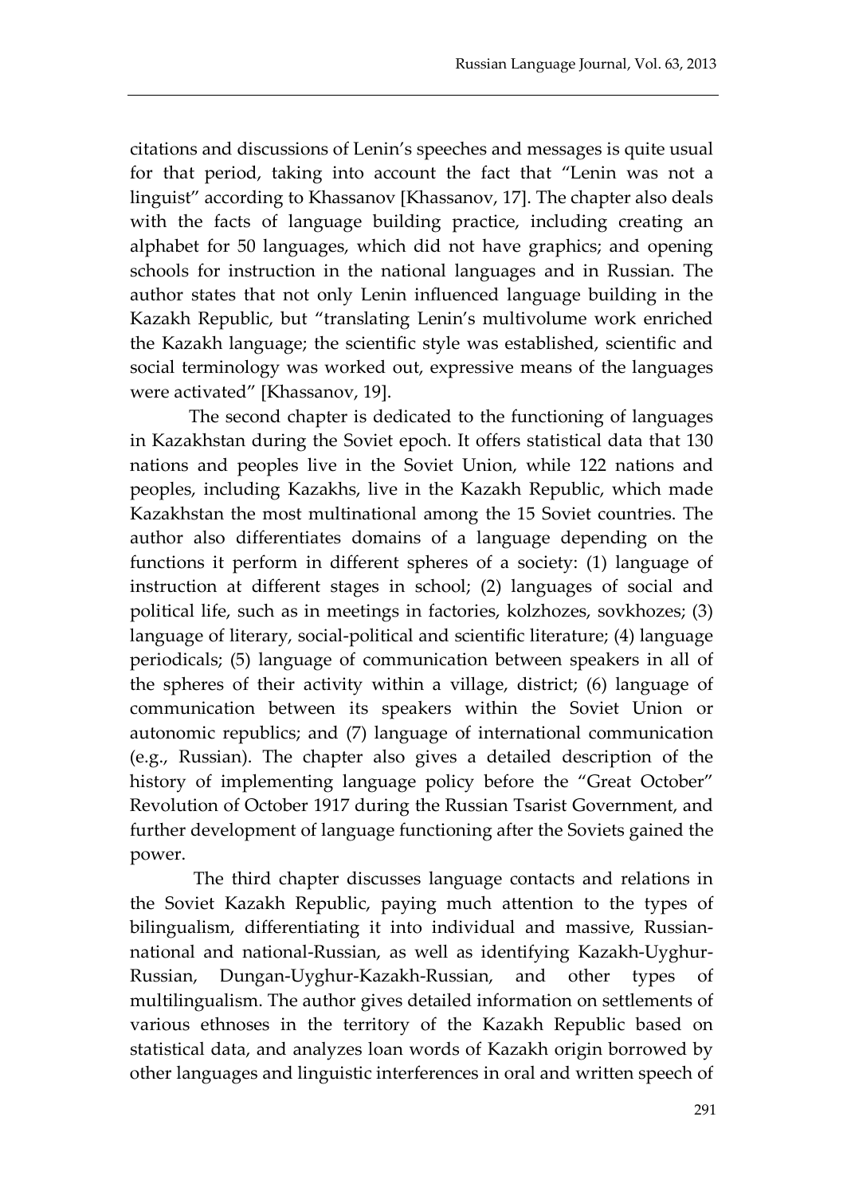citations and discussions of Lenin's speeches and messages is quite usual for that period, taking into account the fact that "Lenin was not a linguist" according to Khassanov [Khassanov, 17]. The chapter also deals with the facts of language building practice, including creating an alphabet for 50 languages, which did not have graphics; and opening schools for instruction in the national languages and in Russian. The author states that not only Lenin influenced language building in the Kazakh Republic, but "translating Lenin's multivolume work enriched the Kazakh language; the scientific style was established, scientific and social terminology was worked out, expressive means of the languages were activated" [Khassanov, 19].

The second chapter is dedicated to the functioning of languages in Kazakhstan during the Soviet epoch. It offers statistical data that 130 nations and peoples live in the Soviet Union, while 122 nations and peoples, including Kazakhs, live in the Kazakh Republic, which made Kazakhstan the most multinational among the 15 Soviet countries. The author also differentiates domains of a language depending on the functions it perform in different spheres of a society: (1) language of instruction at different stages in school; (2) languages of social and political life, such as in meetings in factories, kolzhozes, sovkhozes; (3) language of literary, social-political and scientific literature; (4) language periodicals; (5) language of communication between speakers in all of the spheres of their activity within a village, district; (6) language of communication between its speakers within the Soviet Union or autonomic republics; and (7) language of international communication (e.g., Russian). The chapter also gives a detailed description of the history of implementing language policy before the "Great October" Revolution of October 1917 during the Russian Tsarist Government, and further development of language functioning after the Soviets gained the power.

The third chapter discusses language contacts and relations in the Soviet Kazakh Republic, paying much attention to the types of bilingualism, differentiating it into individual and massive, Russian-national and national-Russian, as well as identifying Kazakh-Uyghur-Russian, Dungan-Uyghur-Kazakh-Russian, and other types of multilingualism. The author gives detailed information on settlements of various ethnoses in the territory of the Kazakh Republic based on statistical data, and analyzes loan words of Kazakh origin borrowed by other languages and linguistic interferences in oral and written speech of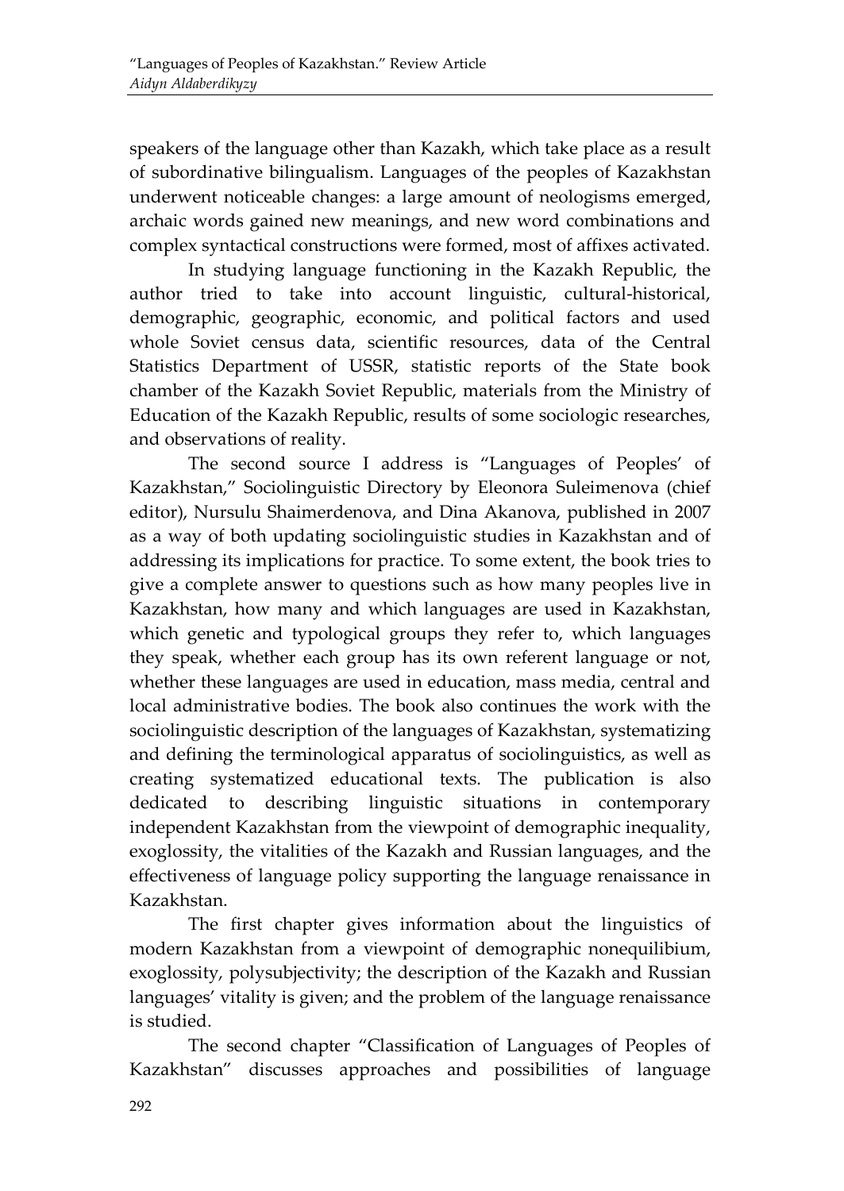speakers of the language other than Kazakh, which take place as a result of subordinative bilingualism. Languages of the peoples of Kazakhstan underwent noticeable changes: a large amount of neologisms emerged, archaic words gained new meanings, and new word combinations and complex syntactical constructions were formed, most of affixes activated.

In studying language functioning in the Kazakh Republic, the author tried to take into account linguistic, cultural-historical, demographic, geographic, economic, and political factors and used whole Soviet census data, scientific resources, data of the Central Statistics Department of USSR, statistic reports of the State book chamber of the Kazakh Soviet Republic, materials from the Ministry of Education of the Kazakh Republic, results of some sociologic researches, and observations of reality.

The second source I address is "Languages of Peoples' of Kazakhstan," Sociolinguistic Directory by Eleonora Suleimenova (chief editor), Nursulu Shaimerdenova, and Dina Akanova, published in 2007 as a way of both updating sociolinguistic studies in Kazakhstan and of addressing its implications for practice. To some extent, the book tries to give a complete answer to questions such as how many peoples live in Kazakhstan, how many and which languages are used in Kazakhstan, which genetic and typological groups they refer to, which languages they speak, whether each group has its own referent language or not, whether these languages are used in education, mass media, central and local administrative bodies. The book also continues the work with the sociolinguistic description of the languages of Kazakhstan, systematizing and defining the terminological apparatus of sociolinguistics, as well as creating systematized educational texts. The publication is also dedicated to describing linguistic situations in contemporary independent Kazakhstan from the viewpoint of demographic inequality, exoglossity, the vitalities of the Kazakh and Russian languages, and the effectiveness of language policy supporting the language renaissance in Kazakhstan.

The first chapter gives information about the linguistics of modern Kazakhstan from a viewpoint of demographic nonequilibium, exoglossity, polysubjectivity; the description of the Kazakh and Russian languages' vitality is given; and the problem of the language renaissance is studied.

The second chapter "Classification of Languages of Peoples of Kazakhstan" discusses approaches and possibilities of language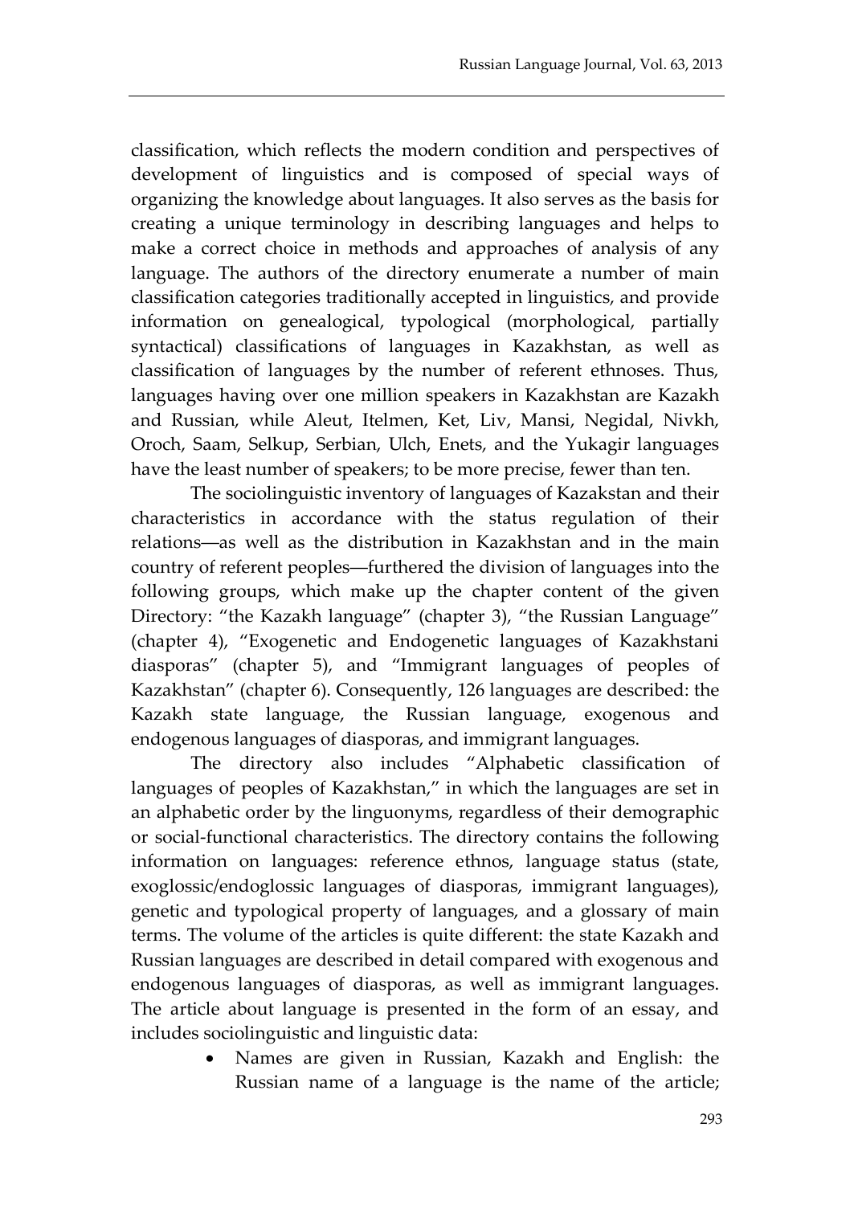classification, which reflects the modern condition and perspectives of development of linguistics and is composed of special ways of organizing the knowledge about languages. It also serves as the basis for creating a unique terminology in describing languages and helps to make a correct choice in methods and approaches of analysis of any language. The authors of the directory enumerate a number of main classification categories traditionally accepted in linguistics, and provide information on genealogical, typological (morphological, partially syntactical) classifications of languages in Kazakhstan, as well as classification of languages by the number of referent ethnoses. Thus, languages having over one million speakers in Kazakhstan are Kazakh and Russian, while Aleut, Itelmen, Ket, Liv, Mansi, Negidal, Nivkh, Oroch, Saam, Selkup, Serbian, Ulch, Enets, and the Yukagir languages have the least number of speakers; to be more precise, fewer than ten.

The sociolinguistic inventory of languages of Kazakstan and their characteristics in accordance with the status regulation of their relations—as well as the distribution in Kazakhstan and in the main country of referent peoples—furthered the division of languages into the following groups, which make up the chapter content of the given Directory: "the Kazakh language" (chapter 3), "the Russian Language" (chapter 4), "Exogenetic and Endogenetic languages of Kazakhstani diasporas" (chapter 5), and "Immigrant languages of peoples of Kazakhstan" (chapter 6). Consequently, 126 languages are described: the Kazakh state language, the Russian language, exogenous and endogenous languages of diasporas, and immigrant languages.

The directory also includes "Alphabetic classification of languages of peoples of Kazakhstan," in which the languages are set in an alphabetic order by the linguonyms, regardless of their demographic or social-functional characteristics. The directory contains the following information on languages: reference ethnos, language status (state, exoglossic/endoglossic languages of diasporas, immigrant languages), genetic and typological property of languages, and a glossary of main terms. The volume of the articles is quite different: the state Kazakh and Russian languages are described in detail compared with exogenous and endogenous languages of diasporas, as well as immigrant languages. The article about language is presented in the form of an essay, and includes sociolinguistic and linguistic data:

- Names are given in Russian, Kazakh and English: the Russian name of a language is the name of the article;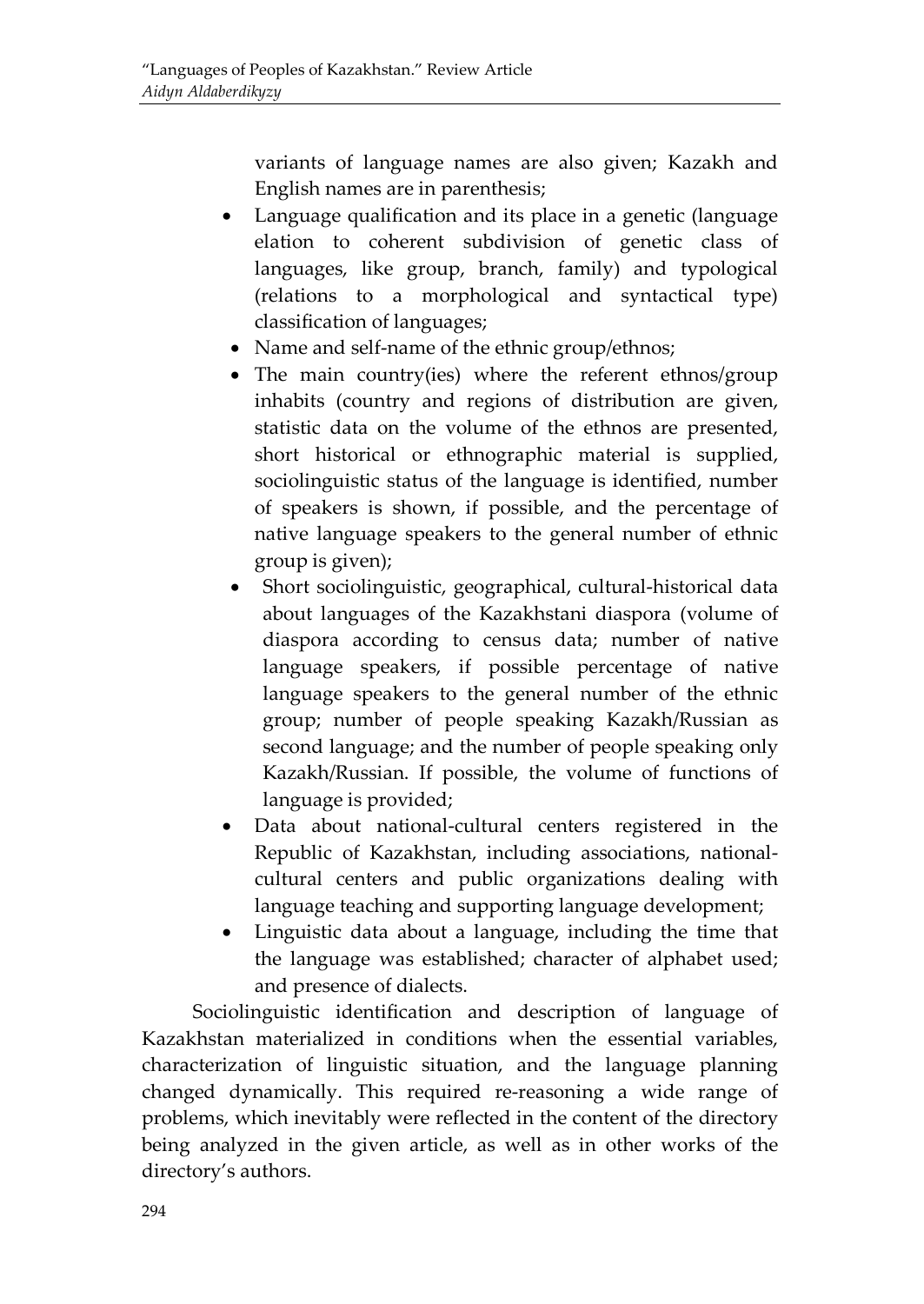variants of language names are also given; Kazakh and English names are in parenthesis;

- Language qualification and its place in a genetic (language elation to coherent subdivision of genetic class of languages, like group, branch, family) and typological (relations to a morphological and syntactical type) classification of languages;
- Name and self-name of the ethnic group/ethnos;
- The main country(ies) where the referent ethnos/group inhabits (country and regions of distribution are given, statistic data on the volume of the ethnos are presented, short historical or ethnographic material is supplied, sociolinguistic status of the language is identified, number of speakers is shown, if possible, and the percentage of native language speakers to the general number of ethnic group is given);
- Short sociolinguistic, geographical, cultural-historical data about languages of the Kazakhstani diaspora (volume of diaspora according to census data; number of native language speakers, if possible percentage of native language speakers to the general number of the ethnic group; number of people speaking Kazakh/Russian as second language; and the number of people speaking only Kazakh/Russian. If possible, the volume of functions of language is provided;
- Data about national-cultural centers registered in the Republic of Kazakhstan, including associations, national-cultural centers and public organizations dealing with language teaching and supporting language development;
- Linguistic data about a language, including the time that the language was established; character of alphabet used; and presence of dialects.

Sociolinguistic identification and description of language of Kazakhstan materialized in conditions when the essential variables, characterization of linguistic situation, and the language planning changed dynamically. This required re-reasoning a wide range of problems, which inevitably were reflected in the content of the directory being analyzed in the given article, as well as in other works of the directory's authors.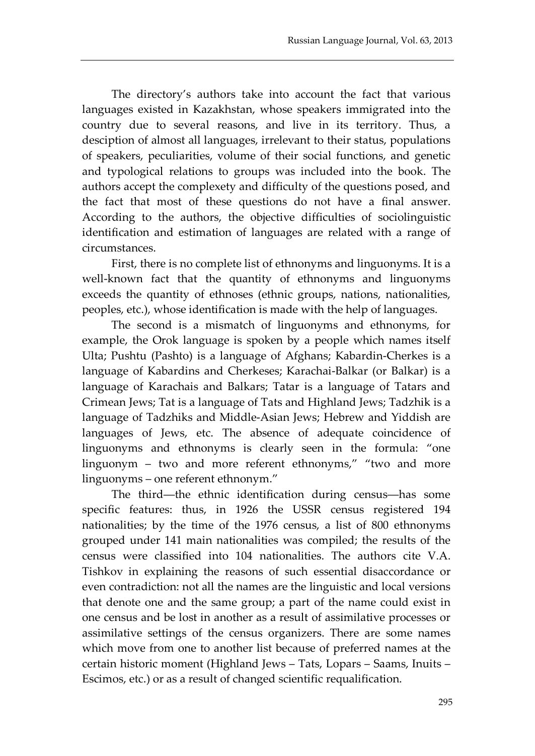The directory's authors take into account the fact that various languages existed in Kazakhstan, whose speakers immigrated into the country due to several reasons, and live in its territory. Thus, a desciption of almost all languages, irrelevant to their status, populations of speakers, peculiarities, volume of their social functions, and genetic and typological relations to groups was included into the book. The authors accept the complexety and difficulty of the questions posed, and the fact that most of these questions do not have a final answer. According to the authors, the objective difficulties of sociolinguistic identification and estimation of languages are related with a range of circumstances.

First, there is no complete list of ethnonyms and linguonyms. It is a well-known fact that the quantity of ethnonyms and linguonyms exceeds the quantity of ethnoses (ethnic groups, nations, nationalities, peoples, etc.), whose identification is made with the help of languages.

The second is a mismatch of linguonyms and ethnonyms, for example, the Orok language is spoken by a people which names itself Ulta; Pushtu (Pashto) is a language of Afghans; Kabardin-Cherkes is a language of Kabardins and Cherkeses; Karachai-Balkar (or Balkar) is a language of Karachais and Balkars; Tatar is a language of Tatars and Crimean Jews; Tat is a language of Tats and Highland Jews; Tadzhik is a language of Tadzhiks and Middle-Asian Jews; Hebrew and Yiddish are languages of Jews, etc. The absence of adequate coincidence of linguonyms and ethnonyms is clearly seen in the formula: "one linguonym – two and more referent ethnonyms," "two and more linguonyms – one referent ethnonym."

The third—the ethnic identification during census—has some specific features: thus, in 1926 the USSR census registered 194 nationalities; by the time of the 1976 census, a list of 800 ethnonyms grouped under 141 main nationalities was compiled; the results of the census were classified into 104 nationalities. The authors cite V.A. Tishkov in explaining the reasons of such essential disaccordance or even contradiction: not all the names are the linguistic and local versions that denote one and the same group; a part of the name could exist in one census and be lost in another as a result of assimilative processes or assimilative settings of the census organizers. There are some names which move from one to another list because of preferred names at the certain historic moment (Highland Jews – Tats, Lopars – Saams, Inuits – Escimos, etc.) or as a result of changed scientific requalification.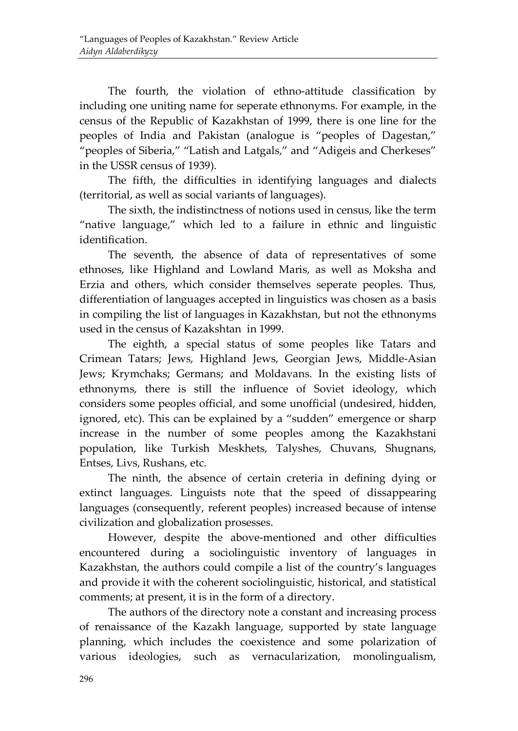The fourth, the violation of ethno-attitude classification by including one uniting name for seperate ethnonyms. For example, in the census of the Republic of Kazakhstan of 1999, there is one line for the peoples of India and Pakistan (analogue is "peoples of Dagestan," "peoples of Siberia," "Latish and Latgals," and "Adigeis and Cherkeses" in the USSR census of 1939).

The fifth, the difficulties in identifying languages and dialects (territorial, as well as social variants of languages).

The sixth, the indistinctness of notions used in census, like the term "native language," which led to a failure in ethnic and linguistic identification.

The seventh, the absence of data of representatives of some ethnoses, like Highland and Lowland Maris, as well as Moksha and Erzia and others, which consider themselves seperate peoples. Thus, differentiation of languages accepted in linguistics was chosen as a basis in compiling the list of languages in Kazakhstan, but not the ethnonyms used in the census of Kazakshtan in 1999.

The eighth, a special status of some peoples like Tatars and Crimean Tatars; Jews, Highland Jews, Georgian Jews, Middle-Asian Jews; Krymchaks; Germans; and Moldavans. In the existing lists of ethnonyms, there is still the influence of Soviet ideology, which considers some peoples official, and some unofficial (undesired, hidden, ignored, etc). This can be explained by a "sudden" emergence or sharp increase in the number of some peoples among the Kazakhstani population, like Turkish Meskhets, Talyshes, Chuvans, Shugnans, Entses, Livs, Rushans, etc.

The ninth, the absence of certain creteria in defining dying or extinct languages. Linguists note that the speed of dissappearing languages (consequently, referent peoples) increased because of intense civilization and globalization prosesses.

However, despite the above-mentioned and other difficulties encountered during a sociolinguistic inventory of languages in Kazakhstan, the authors could compile a list of the country's languages and provide it with the coherent sociolinguistic, historical, and statistical comments; at present, it is in the form of a directory.

The authors of the directory note a constant and increasing process of renaissance of the Kazakh language, supported by state language planning, which includes the coexistence and some polarization of various ideologies, such as vernacularization, monolingualism,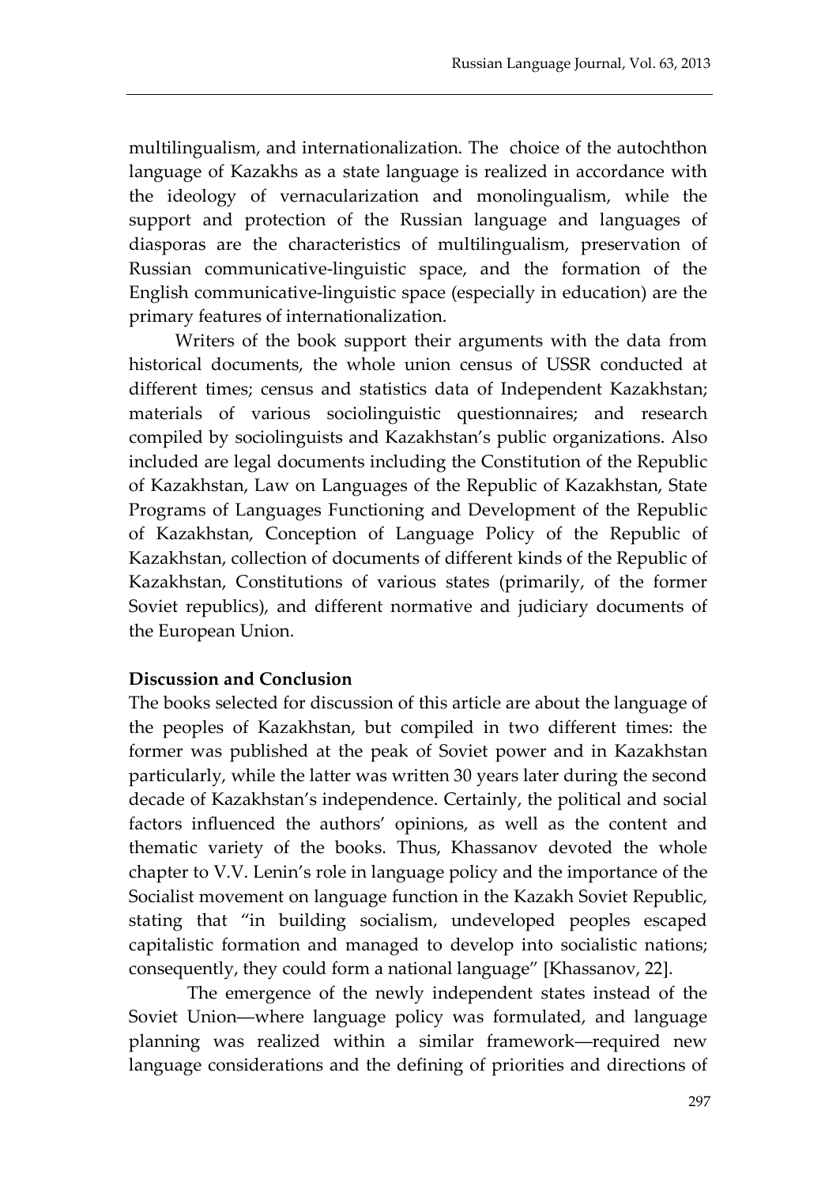multilingualism, and internationalization. The choice of the autochthon language of Kazakhs as a state language is realized in accordance with the ideology of vernacularization and monolingualism, while the support and protection of the Russian language and languages of diasporas are the characteristics of multilingualism, preservation of Russian communicative-linguistic space, and the formation of the English communicative-linguistic space (especially in education) are the primary features of internationalization.

Writers of the book support their arguments with the data from historical documents, the whole union census of USSR conducted at different times; census and statistics data of Independent Kazakhstan; materials of various sociolinguistic questionnaires; and research compiled by sociolinguists and Kazakhstan's public organizations. Also included are legal documents including the Constitution of the Republic of Kazakhstan, Law on Languages of the Republic of Kazakhstan, State Programs of Languages Functioning and Development of the Republic of Kazakhstan, Conception of Language Policy of the Republic of Kazakhstan, collection of documents of different kinds of the Republic of Kazakhstan, Constitutions of various states (primarily, of the former Soviet republics), and different normative and judiciary documents of the European Union.

**Discussion and Conclusion**

The books selected for discussion of this article are about the language of the peoples of Kazakhstan, but compiled in two different times: the former was published at the peak of Soviet power and in Kazakhstan particularly, while the latter was written 30 years later during the second decade of Kazakhstan's independence. Certainly, the political and social factors influenced the authors' opinions, as well as the content and thematic variety of the books. Thus, Khassanov devoted the whole chapter to V.V. Lenin's role in language policy and the importance of the Socialist movement on language function in the Kazakh Soviet Republic, stating that "in building socialism, undeveloped peoples escaped capitalistic formation and managed to develop into socialistic nations; consequently, they could form a national language" [Khassanov, 22].

The emergence of the newly independent states instead of the Soviet Union—where language policy was formulated, and language planning was realized within a similar framework—required new language considerations and the defining of priorities and directions of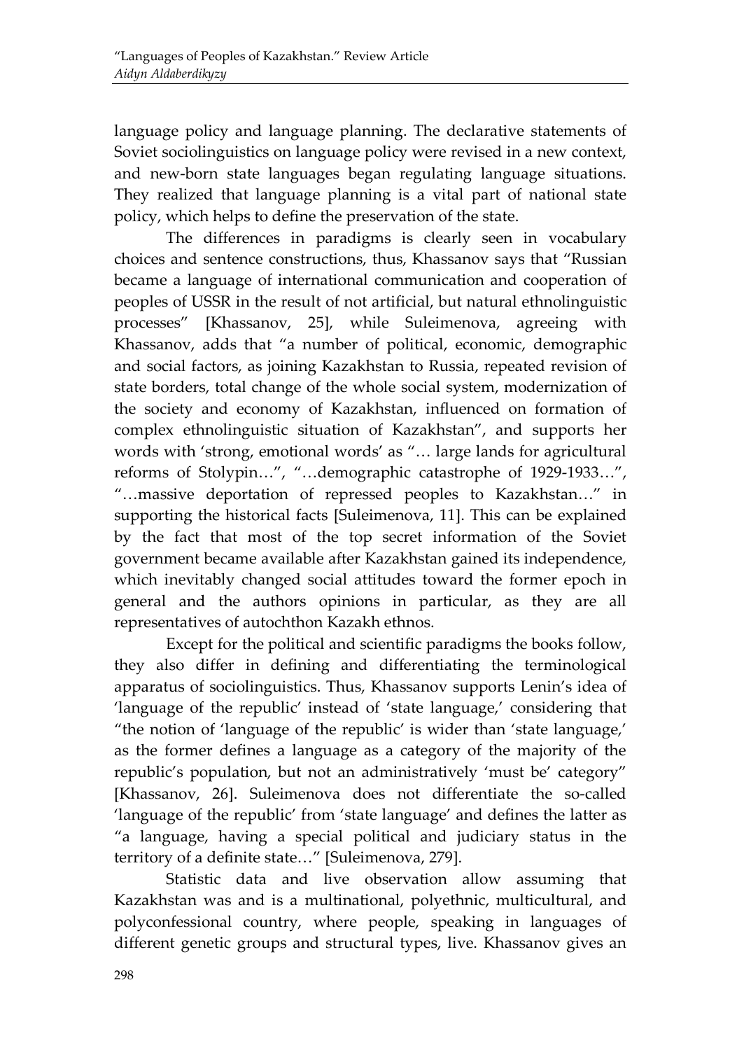language policy and language planning. The declarative statements of Soviet sociolinguistics on language policy were revised in a new context, and new-born state languages began regulating language situations. They realized that language planning is a vital part of national state policy, which helps to define the preservation of the state.

The differences in paradigms is clearly seen in vocabulary choices and sentence constructions, thus, Khassanov says that "Russian became a language of international communication and cooperation of peoples of USSR in the result of not artificial, but natural ethnolinguistic processes" [Khassanov, 25], while Suleimenova, agreeing with Khassanov, adds that "a number of political, economic, demographic and social factors, as joining Kazakhstan to Russia, repeated revision of state borders, total change of the whole social system, modernization of the society and economy of Kazakhstan, influenced on formation of complex ethnolinguistic situation of Kazakhstan", and supports her words with 'strong, emotional words' as "… large lands for agricultural reforms of Stolypin…", "…demographic catastrophe of 1929-1933…", "…massive deportation of repressed peoples to Kazakhstan…" in supporting the historical facts [Suleimenova, 11]. This can be explained by the fact that most of the top secret information of the Soviet government became available after Kazakhstan gained its independence, which inevitably changed social attitudes toward the former epoch in general and the authors opinions in particular, as they are all representatives of autochthon Kazakh ethnos.

Except for the political and scientific paradigms the books follow, they also differ in defining and differentiating the terminological apparatus of sociolinguistics. Thus, Khassanov supports Lenin's idea of 'language of the republic' instead of 'state language,' considering that "the notion of 'language of the republic' is wider than 'state language,' as the former defines a language as a category of the majority of the republic's population, but not an administratively 'must be' category" [Khassanov, 26]. Suleimenova does not differentiate the so-called 'language of the republic' from 'state language' and defines the latter as "a language, having a special political and judiciary status in the territory of a definite state…" [Suleimenova, 279].

Statistic data and live observation allow assuming that Kazakhstan was and is a multinational, polyethnic, multicultural, and polyconfessional country, where people, speaking in languages of different genetic groups and structural types, live. Khassanov gives an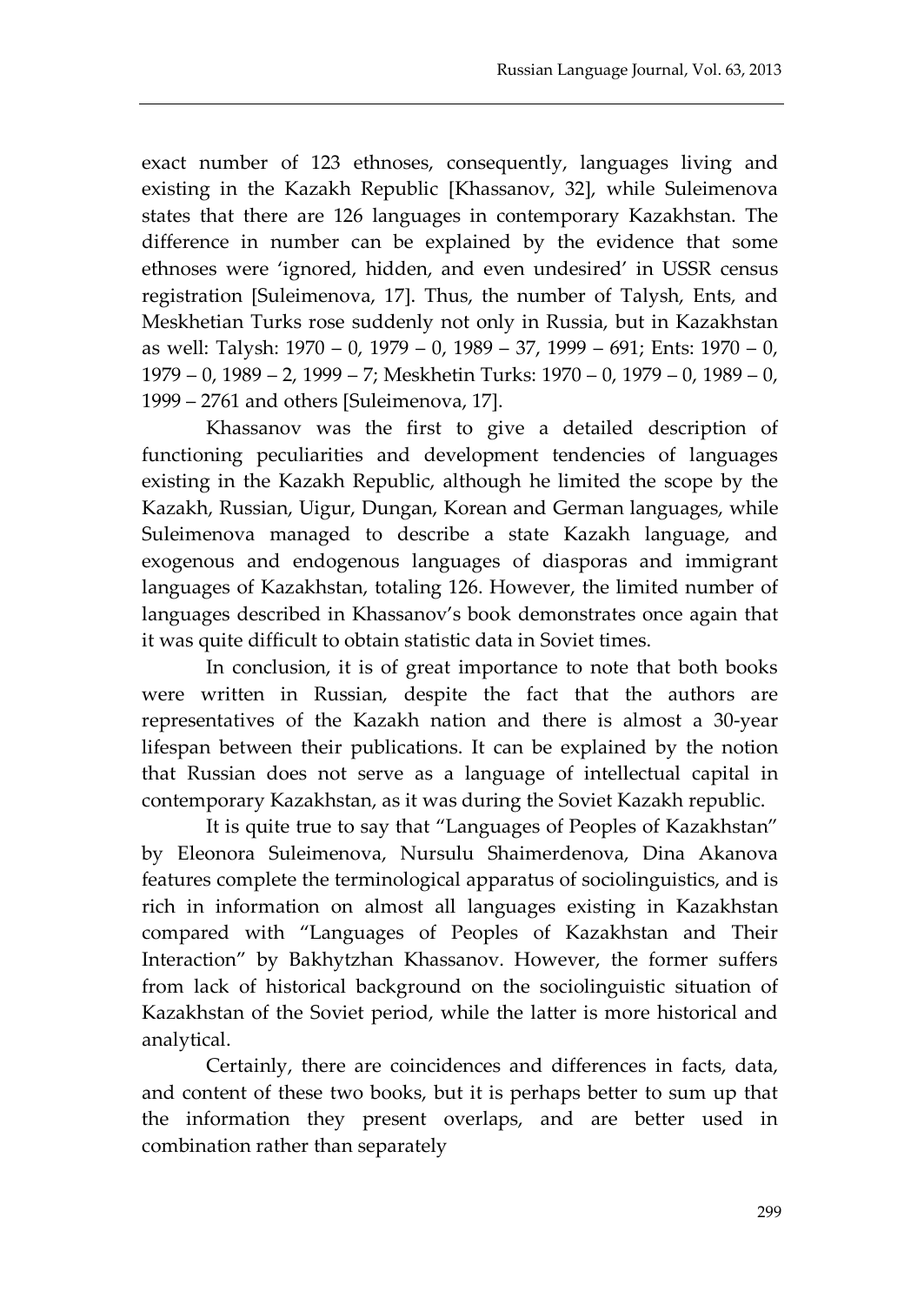exact number of 123 ethnoses, consequently, languages living and existing in the Kazakh Republic [Khassanov, 32], while Suleimenova states that there are 126 languages in contemporary Kazakhstan. The difference in number can be explained by the evidence that some ethnoses were 'ignored, hidden, and even undesired' in USSR census registration [Suleimenova, 17]. Thus, the number of Talysh, Ents, and Meskhetian Turks rose suddenly not only in Russia, but in Kazakhstan as well: Talysh: 1970 – 0, 1979 – 0, 1989 – 37, 1999 – 691; Ents: 1970 – 0, 1979 – 0, 1989 – 2, 1999 – 7; Meskhetin Turks: 1970 – 0, 1979 – 0, 1989 – 0, 1999 – 2761 and others [Suleimenova, 17].

Khassanov was the first to give a detailed description of functioning peculiarities and development tendencies of languages existing in the Kazakh Republic, although he limited the scope by the Kazakh, Russian, Uigur, Dungan, Korean and German languages, while Suleimenova managed to describe a state Kazakh language, and exogenous and endogenous languages of diasporas and immigrant languages of Kazakhstan, totaling 126. However, the limited number of languages described in Khassanov's book demonstrates once again that it was quite difficult to obtain statistic data in Soviet times.

In conclusion, it is of great importance to note that both books were written in Russian, despite the fact that the authors are representatives of the Kazakh nation and there is almost a 30-year lifespan between their publications. It can be explained by the notion that Russian does not serve as a language of intellectual capital in contemporary Kazakhstan, as it was during the Soviet Kazakh republic.

It is quite true to say that "Languages of Peoples of Kazakhstan" by Eleonora Suleimenova, Nursulu Shaimerdenova, Dina Akanova features complete the terminological apparatus of sociolinguistics, and is rich in information on almost all languages existing in Kazakhstan compared with "Languages of Peoples of Kazakhstan and Their Interaction" by Bakhytzhan Khassanov. However, the former suffers from lack of historical background on the sociolinguistic situation of Kazakhstan of the Soviet period, while the latter is more historical and analytical.

Certainly, there are coincidences and differences in facts, data, and content of these two books, but it is perhaps better to sum up that the information they present overlaps, and are better used in combination rather than separately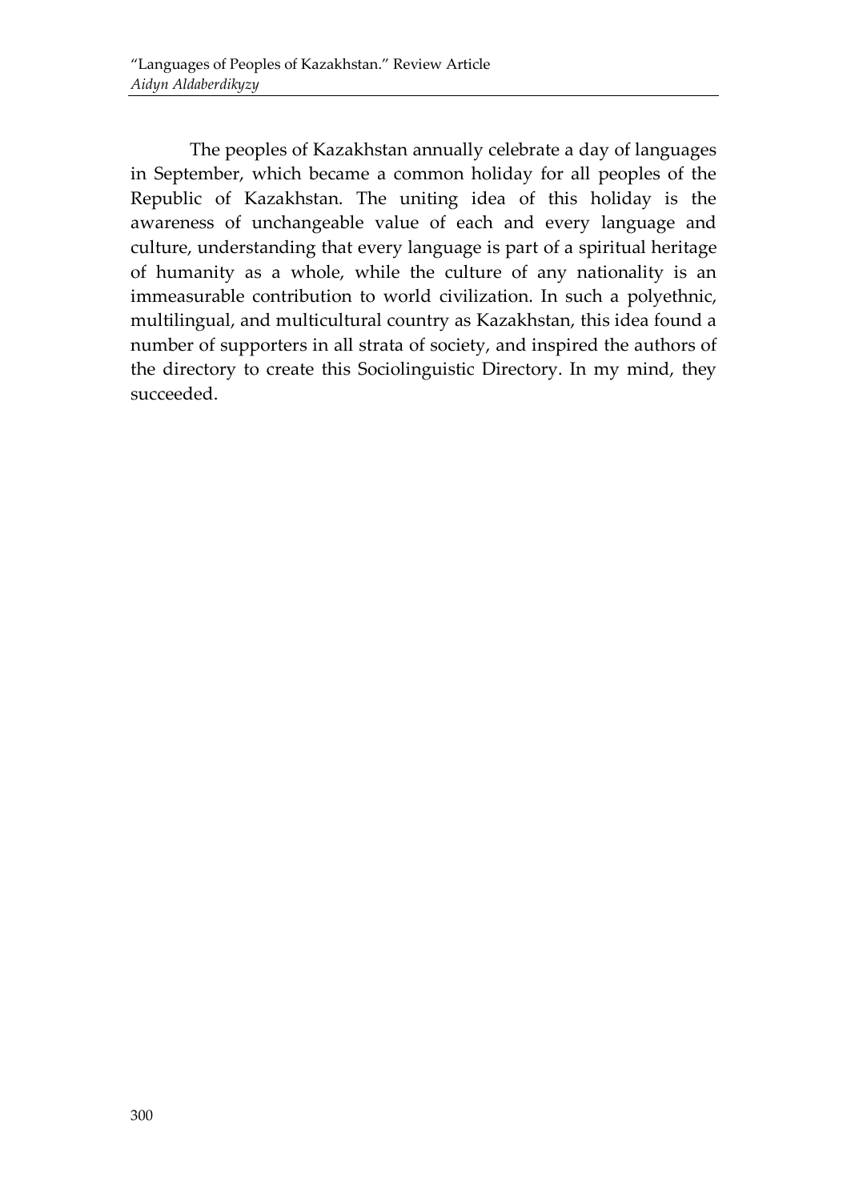The peoples of Kazakhstan annually celebrate a day of languages in September, which became a common holiday for all peoples of the Republic of Kazakhstan. The uniting idea of this holiday is the awareness of unchangeable value of each and every language and culture, understanding that every language is part of a spiritual heritage of humanity as a whole, while the culture of any nationality is an immeasurable contribution to world civilization. In such a polyethnic, multilingual, and multicultural country as Kazakhstan, this idea found a number of supporters in all strata of society, and inspired the authors of the directory to create this Sociolinguistic Directory. In my mind, they succeeded.